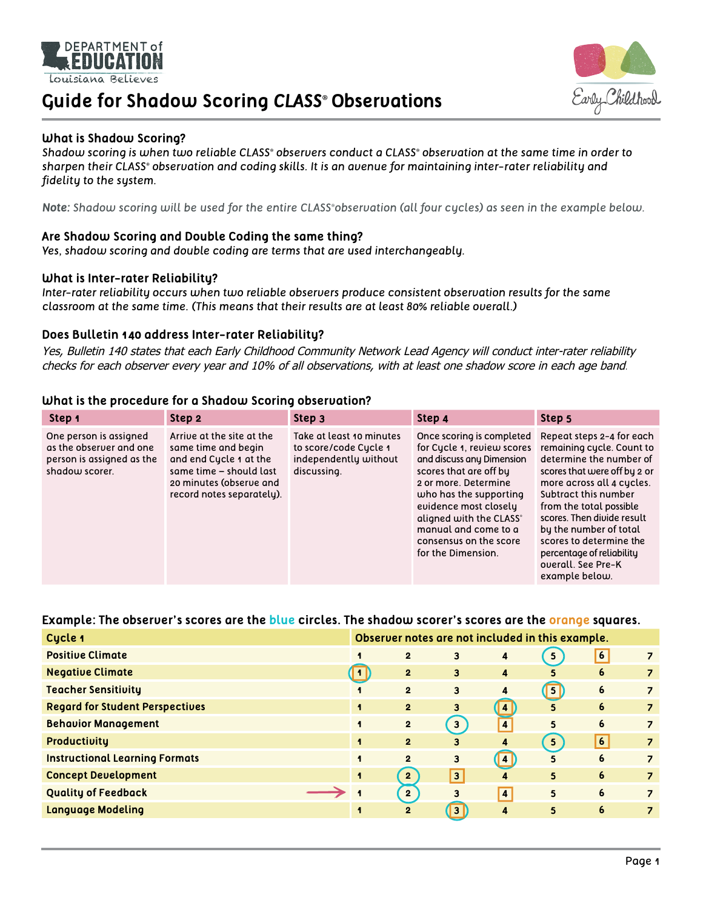# Guide for Shadow Scoring *CLASS*® Observations

### What is Shadow Scoring?

*Shadow scoring is when two reliable CLASS® observers conduct a CLASS® observation at the same time in order to sharpen their CLASS® observation and coding skills. It is an avenue for maintaining inter-rater reliability and fidelity to the system.*

**Note:** *Shadow scoring will be used for the entire CLASS® observation (all four cycles) as seen in the example below.*

### Are Shadow Scoring and Double Coding the same thing?

*Yes, shadow scoring and double coding are terms that are used interchangeably.*

### What is Inter-rater Reliability?

*Inter-rater reliability occurs when two reliable observers produce consistent observation results for the same classroom at the same time. (This means that their results are at least 80% reliable overall.)*

### Does Bulletin 140 address Inter-rater Reliability?

*Yes, Bulletin 140 states that each Early Childhood Community Network Lead Agency will conduct inter-rater reliability checks for each observer every year and 10% of all observations, with at least one shadow score in each age band.*

### What is the procedure for a Shadow Scoring observation?

| Step 1 | Step 2 | Step 3 | Step 4 | Step 5 |
|---|---|---|---|---|
| One person is assigned as the observer and one person is assigned as the shadow scorer. | Arrive at the site at the same time and begin and end Cycle 1 at the same time – should last 20 minutes (observe and record notes separately). | Take at least 10 minutes to score/code Cycle 1 independently without discussing. | Once scoring is completed for Cycle 1, review scores and discuss any Dimension scores that are off by 2 or more. Determine who has the supporting evidence most closely aligned with the CLASS® manual and come to a consensus on the score for the Dimension. | Repeat steps 2-4 for each remaining cycle. Count to determine the number of scores that were off by 2 or more across all 4 cycles. Subtract this number from the total possible scores. Then divide result by the number of total scores to determine the percentage of reliability overall. See Pre-K example below. |

**Example: The observer's scores are the blue circles. The shadow scorer's scores are the orange squares.**

| Cycle 1 | Observer notes are not included in this example. | | | | | | |
|---|---|---|---|---|---|---|---|
| Positive Climate | 1 | 2 | 3 | 4 | 5 (observer) | 6 (shadow) | 7 |
| Negative Climate | 1 (observer, shadow) | 2 | 3 | 4 | 5 | 6 | 7 |
| Teacher Sensitivity | 1 | 2 | 3 | 4 | 5 (observer, shadow) | 6 | 7 |
| Regard for Student Perspectives | 1 | 2 | 3 | 4 (observer, shadow) | 5 | 6 | 7 |
| Behavior Management | 1 | 2 | 3 (observer) | 4 (shadow) | 5 | 6 | 7 |
| Productivity | 1 | 2 | 3 | 4 | 5 (observer) | 6 (shadow) | 7 |
| Instructional Learning Formats | 1 | 2 | 3 | 4 (observer, shadow) | 5 | 6 | 7 |
| Concept Development | 1 | 2 (observer) | 3 (shadow) | 4 | 5 | 6 | 7 |
| Quality of Feedback → | 1 | 2 (observer) | 3 | 4 (shadow) | 5 | 6 | 7 |
| Language Modeling | 1 | 2 | 3 (observer, shadow) | 4 | 5 | 6 | 7 |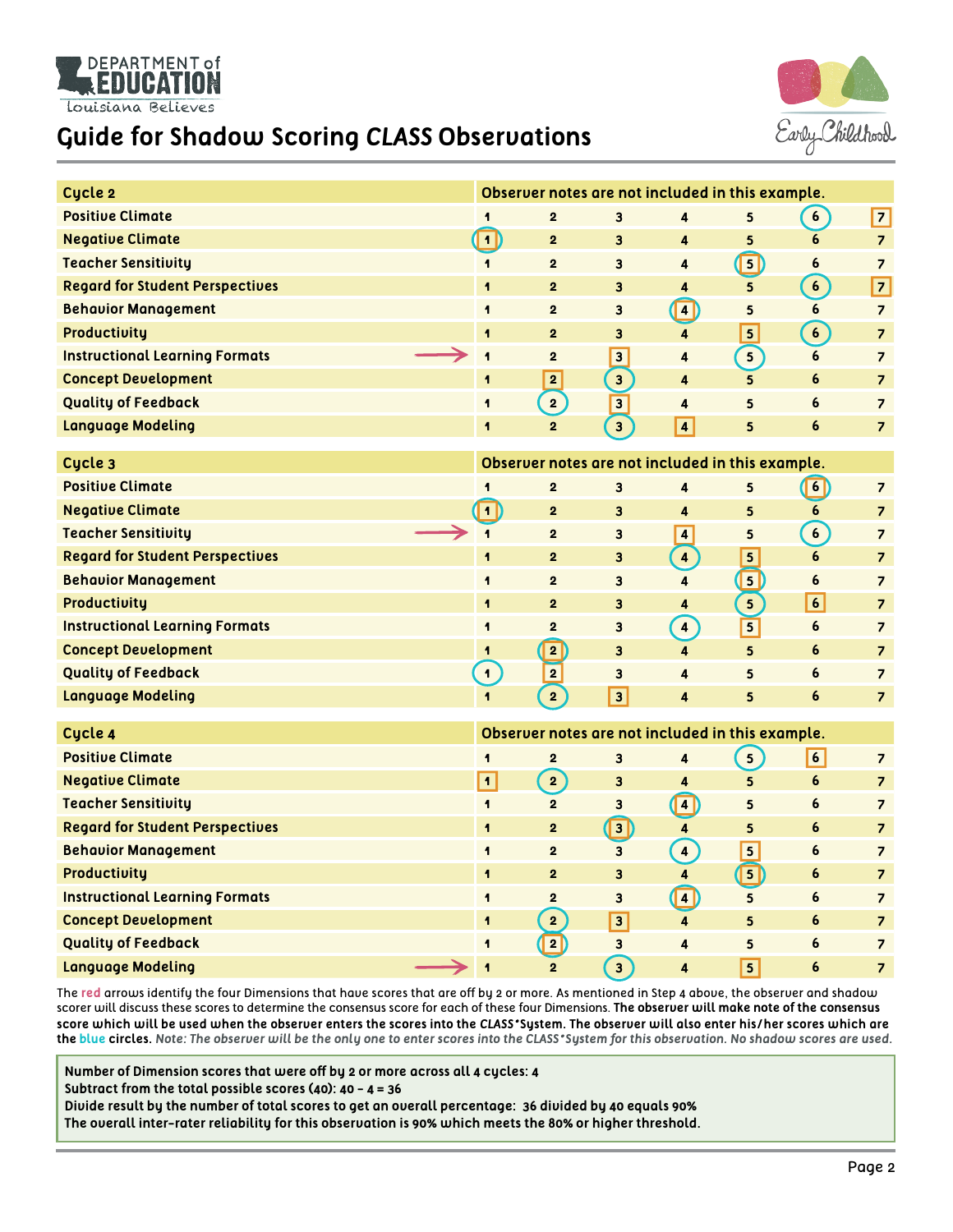# Guide for Shadow Scoring *CLASS* Observations

| Cycle 2 | Observer notes are not included in this example. | | | | | | |
|---|---|---|---|---|---|---|---|
| Positive Climate | 1 | 2 | 3 | 4 | 5 | (6) | [7] |
| Negative Climate | [(1)] | 2 | 3 | 4 | 5 | 6 | 7 |
| Teacher Sensitivity | 1 | 2 | 3 | 4 | [(5)] | 6 | 7 |
| Regard for Student Perspectives | 1 | 2 | 3 | 4 | 5 | (6) | [7] |
| Behavior Management | 1 | 2 | 3 | [(4)] | 5 | 6 | 7 |
| Productivity | 1 | 2 | 3 | 4 | [5] | (6) | 7 |
| Instructional Learning Formats → | 1 | 2 | [3] | 4 | (5) | 6 | 7 |
| Concept Development | 1 | [2] | (3) | 4 | 5 | 6 | 7 |
| Quality of Feedback | 1 | (2) | [3] | 4 | 5 | 6 | 7 |
| Language Modeling | 1 | 2 | (3) | [4] | 5 | 6 | 7 |

| Cycle 3 | Observer notes are not included in this example. | | | | | | |
|---|---|---|---|---|---|---|---|
| Positive Climate | 1 | 2 | 3 | 4 | 5 | [(6)] | 7 |
| Negative Climate | [(1)] | 2 | 3 | 4 | 5 | 6 | 7 |
| Teacher Sensitivity → | 1 | 2 | 3 | [4] | 5 | (6) | 7 |
| Regard for Student Perspectives | 1 | 2 | 3 | (4) | [5] | 6 | 7 |
| Behavior Management | 1 | 2 | 3 | 4 | [(5)] | 6 | 7 |
| Productivity | 1 | 2 | 3 | 4 | (5) | [6] | 7 |
| Instructional Learning Formats | 1 | 2 | 3 | (4) | [5] | 6 | 7 |
| Concept Development | 1 | [(2)] | 3 | 4 | 5 | 6 | 7 |
| Quality of Feedback | (1) | [2] | 3 | 4 | 5 | 6 | 7 |
| Language Modeling | 1 | (2) | [3] | 4 | 5 | 6 | 7 |

| Cycle 4 | Observer notes are not included in this example. | | | | | | |
|---|---|---|---|---|---|---|---|
| Positive Climate | 1 | 2 | 3 | 4 | (5) | [6] | 7 |
| Negative Climate | [1] | (2) | 3 | 4 | 5 | 6 | 7 |
| Teacher Sensitivity | 1 | 2 | 3 | [(4)] | 5 | 6 | 7 |
| Regard for Student Perspectives | 1 | 2 | [(3)] | 4 | 5 | 6 | 7 |
| Behavior Management | 1 | 2 | 3 | (4) | [5] | 6 | 7 |
| Productivity | 1 | 2 | 3 | 4 | [(5)] | 6 | 7 |
| Instructional Learning Formats | 1 | 2 | 3 | [(4)] | 5 | 6 | 7 |
| Concept Development | 1 | (2) | [3] | 4 | 5 | 6 | 7 |
| Quality of Feedback | 1 | [(2)] | 3 | 4 | 5 | 6 | 7 |
| Language Modeling → | 1 | 2 | (3) | 4 | [5] | 6 | 7 |

The red arrows identify the four Dimensions that have scores that are off by 2 or more. As mentioned in Step 4 above, the observer and shadow scorer will discuss these scores to determine the consensus score for each of these four Dimensions. **The observer will make note of the consensus score which will be used when the observer enters the scores into the *CLASS*® System. The observer will also enter his/her scores which are the blue circles.** *Note: The observer will be the only one to enter scores into the CLASS® System for this observation. No shadow scores are used.*

**Number of Dimension scores that were off by 2 or more across all 4 cycles: 4**
**Subtract from the total possible scores (40): 40 – 4 = 36**
**Divide result by the number of total scores to get an overall percentage: 36 divided by 40 equals 90%**
**The overall inter-rater reliability for this observation is 90% which meets the 80% or higher threshold.**